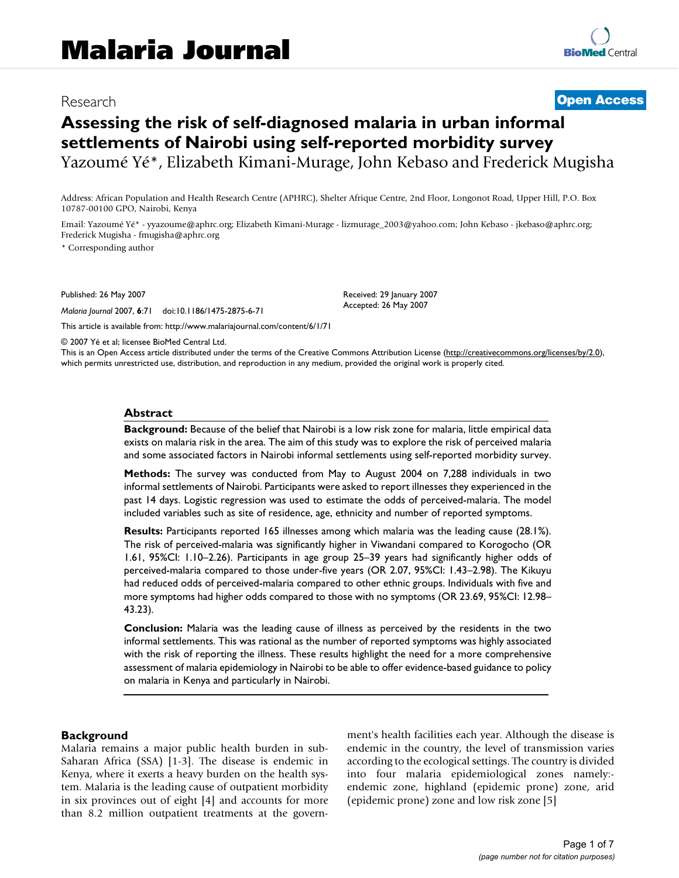# Malaria Journal

Research

**Open Access**

# Assessing the risk of self-diagnosed malaria in urban informal settlements of Nairobi using self-reported morbidity survey

Yazoumé Yé*, Elizabeth Kimani-Murage, John Kebaso and Frederick Mugisha

Address: African Population and Health Research Centre (APHRC), Shelter Afrique Centre, 2nd Floor, Longonot Road, Upper Hill, P.O. Box 10787-00100 GPO, Nairobi, Kenya

Email: Yazoumé Yé* - yyazoume@aphrc.org; Elizabeth Kimani-Murage - lizmurage_2003@yahoo.com; John Kebaso - jkebaso@aphrc.org; Frederick Mugisha - fmugisha@aphrc.org

* Corresponding author

Published: 26 May 2007

*Malaria Journal* 2007, **6**:71 doi:10.1186/1475-2875-6-71

Received: 29 January 2007
Accepted: 26 May 2007

This article is available from: http://www.malariajournal.com/content/6/1/71

© 2007 Yé et al; licensee BioMed Central Ltd.

This is an Open Access article distributed under the terms of the Creative Commons Attribution License (http://creativecommons.org/licenses/by/2.0), which permits unrestricted use, distribution, and reproduction in any medium, provided the original work is properly cited.

## Abstract

**Background:** Because of the belief that Nairobi is a low risk zone for malaria, little empirical data exists on malaria risk in the area. The aim of this study was to explore the risk of perceived malaria and some associated factors in Nairobi informal settlements using self-reported morbidity survey.

**Methods:** The survey was conducted from May to August 2004 on 7,288 individuals in two informal settlements of Nairobi. Participants were asked to report illnesses they experienced in the past 14 days. Logistic regression was used to estimate the odds of perceived-malaria. The model included variables such as site of residence, age, ethnicity and number of reported symptoms.

**Results:** Participants reported 165 illnesses among which malaria was the leading cause (28.1%). The risk of perceived-malaria was significantly higher in Viwandani compared to Korogocho (OR 1.61, 95%CI: 1.10–2.26). Participants in age group 25–39 years had significantly higher odds of perceived-malaria compared to those under-five years (OR 2.07, 95%CI: 1.43–2.98). The Kikuyu had reduced odds of perceived-malaria compared to other ethnic groups. Individuals with five and more symptoms had higher odds compared to those with no symptoms (OR 23.69, 95%CI: 12.98–43.23).

**Conclusion:** Malaria was the leading cause of illness as perceived by the residents in the two informal settlements. This was rational as the number of reported symptoms was highly associated with the risk of reporting the illness. These results highlight the need for a more comprehensive assessment of malaria epidemiology in Nairobi to be able to offer evidence-based guidance to policy on malaria in Kenya and particularly in Nairobi.

## Background

Malaria remains a major public health burden in sub-Saharan Africa (SSA) [1-3]. The disease is endemic in Kenya, where it exerts a heavy burden on the health system. Malaria is the leading cause of outpatient morbidity in six provinces out of eight [4] and accounts for more than 8.2 million outpatient treatments at the government's health facilities each year. Although the disease is endemic in the country, the level of transmission varies according to the ecological settings. The country is divided into four malaria epidemiological zones namely:- endemic zone, highland (epidemic prone) zone, arid (epidemic prone) zone and low risk zone [5]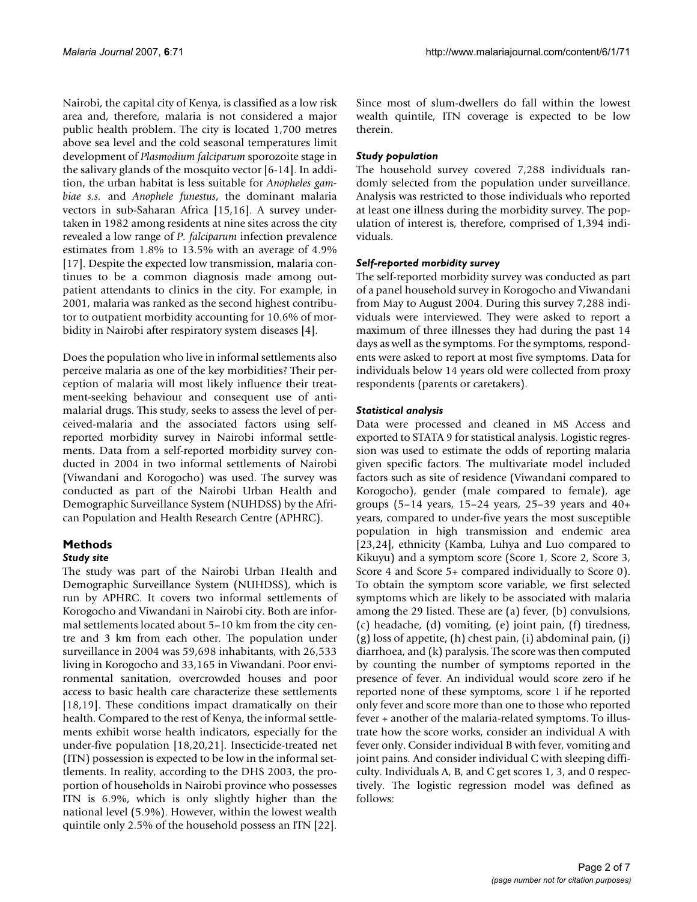Nairobi, the capital city of Kenya, is classified as a low risk area and, therefore, malaria is not considered a major public health problem. The city is located 1,700 metres above sea level and the cold seasonal temperatures limit development of *Plasmodium falciparum* sporozoite stage in the salivary glands of the mosquito vector [6-14]. In addition, the urban habitat is less suitable for *Anopheles gambiae s.s.* and *Anophele funestus*, the dominant malaria vectors in sub-Saharan Africa [15,16]. A survey undertaken in 1982 among residents at nine sites across the city revealed a low range of *P. falciparum* infection prevalence estimates from 1.8% to 13.5% with an average of 4.9% [17]. Despite the expected low transmission, malaria continues to be a common diagnosis made among outpatient attendants to clinics in the city. For example, in 2001, malaria was ranked as the second highest contributor to outpatient morbidity accounting for 10.6% of morbidity in Nairobi after respiratory system diseases [4].

Does the population who live in informal settlements also perceive malaria as one of the key morbidities? Their perception of malaria will most likely influence their treatment-seeking behaviour and consequent use of antimalarial drugs. This study, seeks to assess the level of perceived-malaria and the associated factors using self-reported morbidity survey in Nairobi informal settlements. Data from a self-reported morbidity survey conducted in 2004 in two informal settlements of Nairobi (Viwandani and Korogocho) was used. The survey was conducted as part of the Nairobi Urban Health and Demographic Surveillance System (NUHDSS) by the African Population and Health Research Centre (APHRC).

## Methods

### Study site

The study was part of the Nairobi Urban Health and Demographic Surveillance System (NUHDSS), which is run by APHRC. It covers two informal settlements of Korogocho and Viwandani in Nairobi city. Both are informal settlements located about 5–10 km from the city centre and 3 km from each other. The population under surveillance in 2004 was 59,698 inhabitants, with 26,533 living in Korogocho and 33,165 in Viwandani. Poor environmental sanitation, overcrowded houses and poor access to basic health care characterize these settlements [18,19]. These conditions impact dramatically on their health. Compared to the rest of Kenya, the informal settlements exhibit worse health indicators, especially for the under-five population [18,20,21]. Insecticide-treated net (ITN) possession is expected to be low in the informal settlements. In reality, according to the DHS 2003, the proportion of households in Nairobi province who possesses ITN is 6.9%, which is only slightly higher than the national level (5.9%). However, within the lowest wealth quintile only 2.5% of the household possess an ITN [22]. Since most of slum-dwellers do fall within the lowest wealth quintile, ITN coverage is expected to be low therein.

### Study population

The household survey covered 7,288 individuals randomly selected from the population under surveillance. Analysis was restricted to those individuals who reported at least one illness during the morbidity survey. The population of interest is, therefore, comprised of 1,394 individuals.

### Self-reported morbidity survey

The self-reported morbidity survey was conducted as part of a panel household survey in Korogocho and Viwandani from May to August 2004. During this survey 7,288 individuals were interviewed. They were asked to report a maximum of three illnesses they had during the past 14 days as well as the symptoms. For the symptoms, respondents were asked to report at most five symptoms. Data for individuals below 14 years old were collected from proxy respondents (parents or caretakers).

### Statistical analysis

Data were processed and cleaned in MS Access and exported to STATA 9 for statistical analysis. Logistic regression was used to estimate the odds of reporting malaria given specific factors. The multivariate model included factors such as site of residence (Viwandani compared to Korogocho), gender (male compared to female), age groups (5–14 years, 15–24 years, 25–39 years and 40+ years, compared to under-five years the most susceptible population in high transmission and endemic area [23,24], ethnicity (Kamba, Luhya and Luo compared to Kikuyu) and a symptom score (Score 1, Score 2, Score 3, Score 4 and Score 5+ compared individually to Score 0). To obtain the symptom score variable, we first selected symptoms which are likely to be associated with malaria among the 29 listed. These are (a) fever, (b) convulsions, (c) headache, (d) vomiting, (e) joint pain, (f) tiredness, (g) loss of appetite, (h) chest pain, (i) abdominal pain, (j) diarrhoea, and (k) paralysis. The score was then computed by counting the number of symptoms reported in the presence of fever. An individual would score zero if he reported none of these symptoms, score 1 if he reported only fever and score more than one to those who reported fever + another of the malaria-related symptoms. To illustrate how the score works, consider an individual A with fever only. Consider individual B with fever, vomiting and joint pains. And consider individual C with sleeping difficulty. Individuals A, B, and C get scores 1, 3, and 0 respectively. The logistic regression model was defined as follows: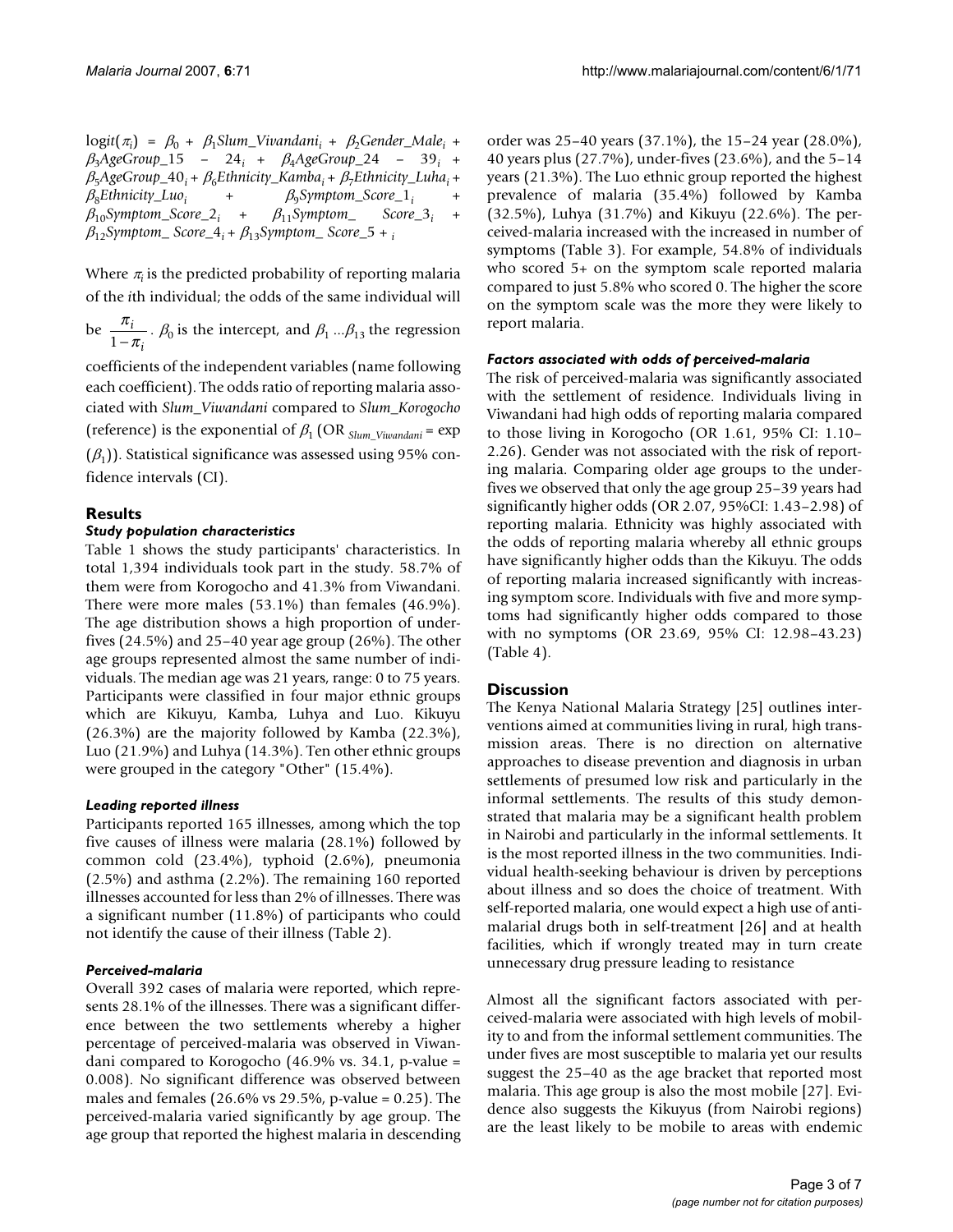$$\text{logit}(\pi_i) = \beta_0 + \beta_1 Slum\_Vivandani_i + \beta_2 Gender\_Male_i + \beta_3 AgeGroup\_15 - 24_i + \beta_4 AgeGroup\_24 - 39_i + \beta_5 AgeGroup\_40_i + \beta_6 Ethnicity\_Kamba_i + \beta_7 Ethnicity\_Luha_i + \beta_8 Ethnicity\_Luo_i + \beta_9 Symptom\_Score\_1_i + \beta_{10} Symptom\_Score\_2_i + \beta_{11} Symptom\_ Score\_3_i + \beta_{12} Symptom\_ Score\_4_i + \beta_{13} Symptom\_ Score\_5 +_i$$

Where $\pi_i$ is the predicted probability of reporting malaria of the $i$th individual; the odds of the same individual will be $\frac{\pi_i}{1-\pi_i}$. $\beta_0$ is the intercept, and $\beta_1 ... \beta_{13}$ the regression coefficients of the independent variables (name following each coefficient). The odds ratio of reporting malaria associated with *Slum_Viwandani* compared to *Slum_Korogocho* (reference) is the exponential of $\beta_1$ ($\text{OR}_{Slum\_Viwandani} = \exp(\beta_1)$). Statistical significance was assessed using 95% confidence intervals (CI).

## Results

### *Study population characteristics*

Table 1 shows the study participants' characteristics. In total 1,394 individuals took part in the study. 58.7% of them were from Korogocho and 41.3% from Viwandani. There were more males (53.1%) than females (46.9%). The age distribution shows a high proportion of under-fives (24.5%) and 25–40 year age group (26%). The other age groups represented almost the same number of individuals. The median age was 21 years, range: 0 to 75 years. Participants were classified in four major ethnic groups which are Kikuyu, Kamba, Luhya and Luo. Kikuyu (26.3%) are the majority followed by Kamba (22.3%), Luo (21.9%) and Luhya (14.3%). Ten other ethnic groups were grouped in the category "Other" (15.4%).

### *Leading reported illness*

Participants reported 165 illnesses, among which the top five causes of illness were malaria (28.1%) followed by common cold (23.4%), typhoid (2.6%), pneumonia (2.5%) and asthma (2.2%). The remaining 160 reported illnesses accounted for less than 2% of illnesses. There was a significant number (11.8%) of participants who could not identify the cause of their illness (Table 2).

### *Perceived-malaria*

Overall 392 cases of malaria were reported, which represents 28.1% of the illnesses. There was a significant difference between the two settlements whereby a higher percentage of perceived-malaria was observed in Viwandani compared to Korogocho (46.9% vs. 34.1, p-value = 0.008). No significant difference was observed between males and females (26.6% vs 29.5%, p-value = 0.25). The perceived-malaria varied significantly by age group. The age group that reported the highest malaria in descending order was 25–40 years (37.1%), the 15–24 year (28.0%), 40 years plus (27.7%), under-fives (23.6%), and the 5–14 years (21.3%). The Luo ethnic group reported the highest prevalence of malaria (35.4%) followed by Kamba (32.5%), Luhya (31.7%) and Kikuyu (22.6%). The perceived-malaria increased with the increased in number of symptoms (Table 3). For example, 54.8% of individuals who scored 5+ on the symptom scale reported malaria compared to just 5.8% who scored 0. The higher the score on the symptom scale was the more they were likely to report malaria.

### *Factors associated with odds of perceived-malaria*

The risk of perceived-malaria was significantly associated with the settlement of residence. Individuals living in Viwandani had high odds of reporting malaria compared to those living in Korogocho (OR 1.61, 95% CI: 1.10–2.26). Gender was not associated with the risk of reporting malaria. Comparing older age groups to the under-fives we observed that only the age group 25–39 years had significantly higher odds (OR 2.07, 95%CI: 1.43–2.98) of reporting malaria. Ethnicity was highly associated with the odds of reporting malaria whereby all ethnic groups have significantly higher odds than the Kikuyu. The odds of reporting malaria increased significantly with increasing symptom score. Individuals with five and more symptoms had significantly higher odds compared to those with no symptoms (OR 23.69, 95% CI: 12.98–43.23) (Table 4).

## Discussion

The Kenya National Malaria Strategy [25] outlines interventions aimed at communities living in rural, high transmission areas. There is no direction on alternative approaches to disease prevention and diagnosis in urban settlements of presumed low risk and particularly in the informal settlements. The results of this study demonstrated that malaria may be a significant health problem in Nairobi and particularly in the informal settlements. It is the most reported illness in the two communities. Individual health-seeking behaviour is driven by perceptions about illness and so does the choice of treatment. With self-reported malaria, one would expect a high use of anti-malarial drugs both in self-treatment [26] and at health facilities, which if wrongly treated may in turn create unnecessary drug pressure leading to resistance

Almost all the significant factors associated with perceived-malaria were associated with high levels of mobility to and from the informal settlement communities. The under fives are most susceptible to malaria yet our results suggest the 25–40 as the age bracket that reported most malaria. This age group is also the most mobile [27]. Evidence also suggests the Kikuyus (from Nairobi regions) are the least likely to be mobile to areas with endemic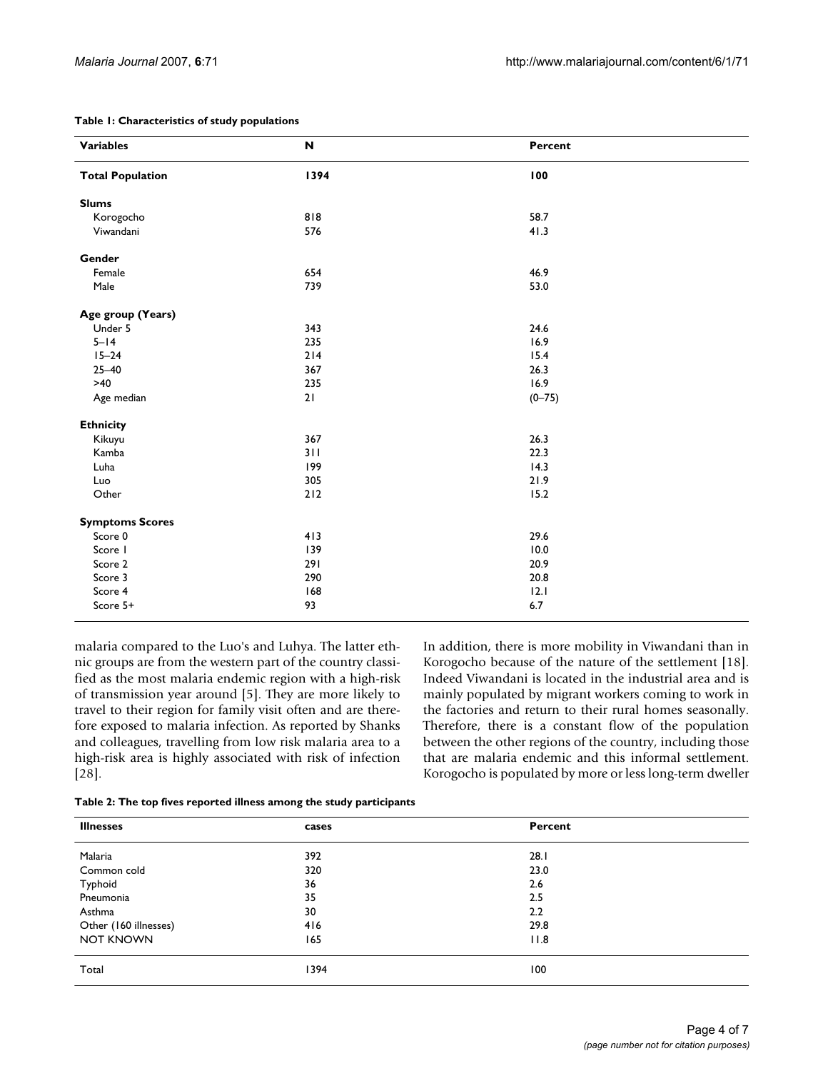**Table 1: Characteristics of study populations**

| Variables | N | Percent |
| --- | --- | --- |
| **Total Population** | **1394** | **100** |
| **Slums** | | |
| Korogocho | 818 | 58.7 |
| Viwandani | 576 | 41.3 |
| **Gender** | | |
| Female | 654 | 46.9 |
| Male | 739 | 53.0 |
| **Age group (Years)** | | |
| Under 5 | 343 | 24.6 |
| 5–14 | 235 | 16.9 |
| 15–24 | 214 | 15.4 |
| 25–40 | 367 | 26.3 |
| >40 | 235 | 16.9 |
| Age median | 21 | (0–75) |
| **Ethnicity** | | |
| Kikuyu | 367 | 26.3 |
| Kamba | 311 | 22.3 |
| Luha | 199 | 14.3 |
| Luo | 305 | 21.9 |
| Other | 212 | 15.2 |
| **Symptoms Scores** | | |
| Score 0 | 413 | 29.6 |
| Score 1 | 139 | 10.0 |
| Score 2 | 291 | 20.9 |
| Score 3 | 290 | 20.8 |
| Score 4 | 168 | 12.1 |
| Score 5+ | 93 | 6.7 |

malaria compared to the Luo's and Luhya. The latter ethnic groups are from the western part of the country classified as the most malaria endemic region with a high-risk of transmission year around [5]. They are more likely to travel to their region for family visit often and are therefore exposed to malaria infection. As reported by Shanks and colleagues, travelling from low risk malaria area to a high-risk area is highly associated with risk of infection [28].

In addition, there is more mobility in Viwandani than in Korogocho because of the nature of the settlement [18]. Indeed Viwandani is located in the industrial area and is mainly populated by migrant workers coming to work in the factories and return to their rural homes seasonally. Therefore, there is a constant flow of the population between the other regions of the country, including those that are malaria endemic and this informal settlement. Korogocho is populated by more or less long-term dweller

**Table 2: The top fives reported illness among the study participants**

| Illnesses | cases | Percent |
| --- | --- | --- |
| Malaria | 392 | 28.1 |
| Common cold | 320 | 23.0 |
| Typhoid | 36 | 2.6 |
| Pneumonia | 35 | 2.5 |
| Asthma | 30 | 2.2 |
| Other (160 illnesses) | 416 | 29.8 |
| NOT KNOWN | 165 | 11.8 |
| Total | 1394 | 100 |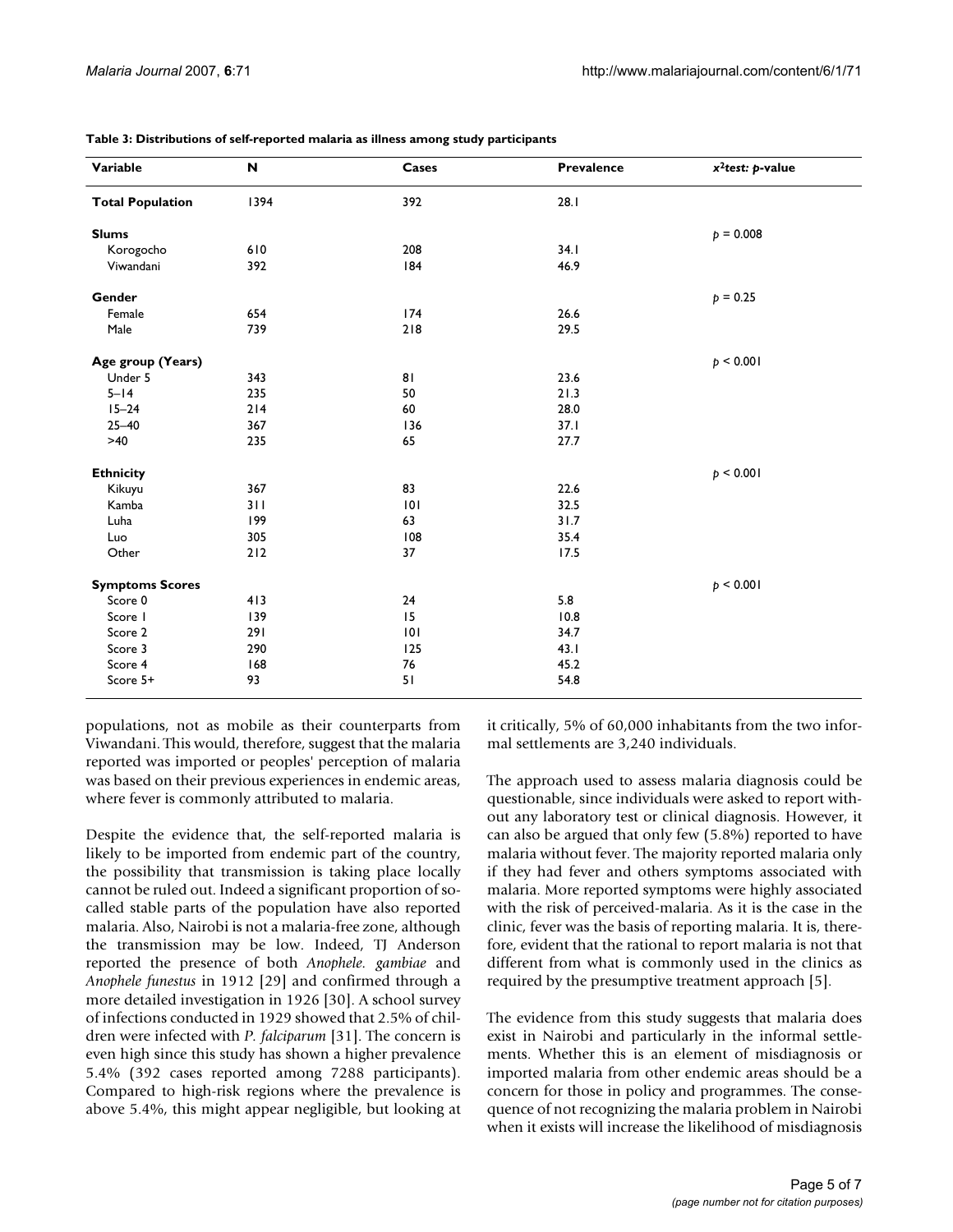**Table 3: Distributions of self-reported malaria as illness among study participants**

| Variable | N | Cases | Prevalence | $x^2$test: $p$-value |
|---|---|---|---|---|
| **Total Population** | 1394 | 392 | 28.1 | |
| **Slums** | | | | $p = 0.008$ |
| Korogocho | 610 | 208 | 34.1 | |
| Viwandani | 392 | 184 | 46.9 | |
| **Gender** | | | | $p = 0.25$ |
| Female | 654 | 174 | 26.6 | |
| Male | 739 | 218 | 29.5 | |
| **Age group (Years)** | | | | $p < 0.001$ |
| Under 5 | 343 | 81 | 23.6 | |
| 5–14 | 235 | 50 | 21.3 | |
| 15–24 | 214 | 60 | 28.0 | |
| 25–40 | 367 | 136 | 37.1 | |
| >40 | 235 | 65 | 27.7 | |
| **Ethnicity** | | | | $p < 0.001$ |
| Kikuyu | 367 | 83 | 22.6 | |
| Kamba | 311 | 101 | 32.5 | |
| Luha | 199 | 63 | 31.7 | |
| Luo | 305 | 108 | 35.4 | |
| Other | 212 | 37 | 17.5 | |
| **Symptoms Scores** | | | | $p < 0.001$ |
| Score 0 | 413 | 24 | 5.8 | |
| Score 1 | 139 | 15 | 10.8 | |
| Score 2 | 291 | 101 | 34.7 | |
| Score 3 | 290 | 125 | 43.1 | |
| Score 4 | 168 | 76 | 45.2 | |
| Score 5+ | 93 | 51 | 54.8 | |

populations, not as mobile as their counterparts from Viwandani. This would, therefore, suggest that the malaria reported was imported or peoples' perception of malaria was based on their previous experiences in endemic areas, where fever is commonly attributed to malaria.

Despite the evidence that, the self-reported malaria is likely to be imported from endemic part of the country, the possibility that transmission is taking place locally cannot be ruled out. Indeed a significant proportion of so-called stable parts of the population have also reported malaria. Also, Nairobi is not a malaria-free zone, although the transmission may be low. Indeed, TJ Anderson reported the presence of both *Anophele. gambiae* and *Anophele funestus* in 1912 [29] and confirmed through a more detailed investigation in 1926 [30]. A school survey of infections conducted in 1929 showed that 2.5% of children were infected with *P. falciparum* [31]. The concern is even high since this study has shown a higher prevalence 5.4% (392 cases reported among 7288 participants). Compared to high-risk regions where the prevalence is above 5.4%, this might appear negligible, but looking at it critically, 5% of 60,000 inhabitants from the two informal settlements are 3,240 individuals.

The approach used to assess malaria diagnosis could be questionable, since individuals were asked to report without any laboratory test or clinical diagnosis. However, it can also be argued that only few (5.8%) reported to have malaria without fever. The majority reported malaria only if they had fever and others symptoms associated with malaria. More reported symptoms were highly associated with the risk of perceived-malaria. As it is the case in the clinic, fever was the basis of reporting malaria. It is, therefore, evident that the rational to report malaria is not that different from what is commonly used in the clinics as required by the presumptive treatment approach [5].

The evidence from this study suggests that malaria does exist in Nairobi and particularly in the informal settlements. Whether this is an element of misdiagnosis or imported malaria from other endemic areas should be a concern for those in policy and programmes. The consequence of not recognizing the malaria problem in Nairobi when it exists will increase the likelihood of misdiagnosis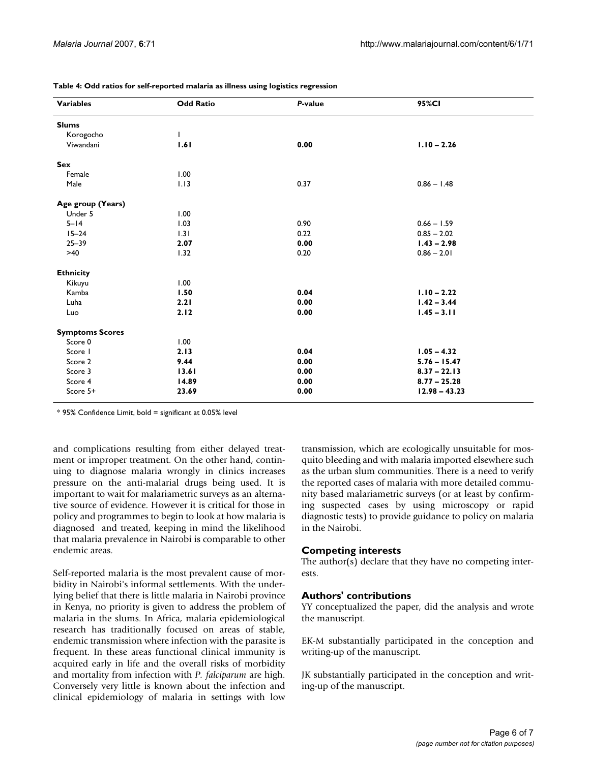**Table 4: Odd ratios for self-reported malaria as illness using logistics regression**

| Variables | Odd Ratio | *P*-value | 95%CI |
| --- | --- | --- | --- |
| **Slums** | | | |
| Korogocho | 1 | | |
| Viwandani | **1.61** | **0.00** | **1.10 – 2.26** |
| **Sex** | | | |
| Female | 1.00 | | |
| Male | 1.13 | 0.37 | 0.86 – 1.48 |
| **Age group (Years)** | | | |
| Under 5 | 1.00 | | |
| 5–14 | 1.03 | 0.90 | 0.66 – 1.59 |
| 15–24 | 1.31 | 0.22 | 0.85 – 2.02 |
| 25–39 | **2.07** | **0.00** | **1.43 – 2.98** |
| >40 | 1.32 | 0.20 | 0.86 – 2.01 |
| **Ethnicity** | | | |
| Kikuyu | 1.00 | | |
| Kamba | **1.50** | **0.04** | **1.10 – 2.22** |
| Luha | **2.21** | **0.00** | **1.42 – 3.44** |
| Luo | **2.12** | **0.00** | **1.45 – 3.11** |
| **Symptoms Scores** | | | |
| Score 0 | 1.00 | | |
| Score 1 | **2.13** | **0.04** | **1.05 – 4.32** |
| Score 2 | **9.44** | **0.00** | **5.76 – 15.47** |
| Score 3 | **13.61** | **0.00** | **8.37 – 22.13** |
| Score 4 | **14.89** | **0.00** | **8.77 – 25.28** |
| Score 5+ | **23.69** | **0.00** | **12.98 – 43.23** |

* 95% Confidence Limit, bold = significant at 0.05% level

and complications resulting from either delayed treatment or improper treatment. On the other hand, continuing to diagnose malaria wrongly in clinics increases pressure on the anti-malarial drugs being used. It is important to wait for malariametric surveys as an alternative source of evidence. However it is critical for those in policy and programmes to begin to look at how malaria is diagnosed and treated, keeping in mind the likelihood that malaria prevalence in Nairobi is comparable to other endemic areas.

Self-reported malaria is the most prevalent cause of morbidity in Nairobi's informal settlements. With the underlying belief that there is little malaria in Nairobi province in Kenya, no priority is given to address the problem of malaria in the slums. In Africa, malaria epidemiological research has traditionally focused on areas of stable, endemic transmission where infection with the parasite is frequent. In these areas functional clinical immunity is acquired early in life and the overall risks of morbidity and mortality from infection with *P. falciparum* are high. Conversely very little is known about the infection and clinical epidemiology of malaria in settings with low transmission, which are ecologically unsuitable for mosquito bleeding and with malaria imported elsewhere such as the urban slum communities. There is a need to verify the reported cases of malaria with more detailed community based malariametric surveys (or at least by confirming suspected cases by using microscopy or rapid diagnostic tests) to provide guidance to policy on malaria in the Nairobi.

## Competing interests

The author(s) declare that they have no competing interests.

## Authors' contributions

YY conceptualized the paper, did the analysis and wrote the manuscript.

EK-M substantially participated in the conception and writing-up of the manuscript.

JK substantially participated in the conception and writing-up of the manuscript.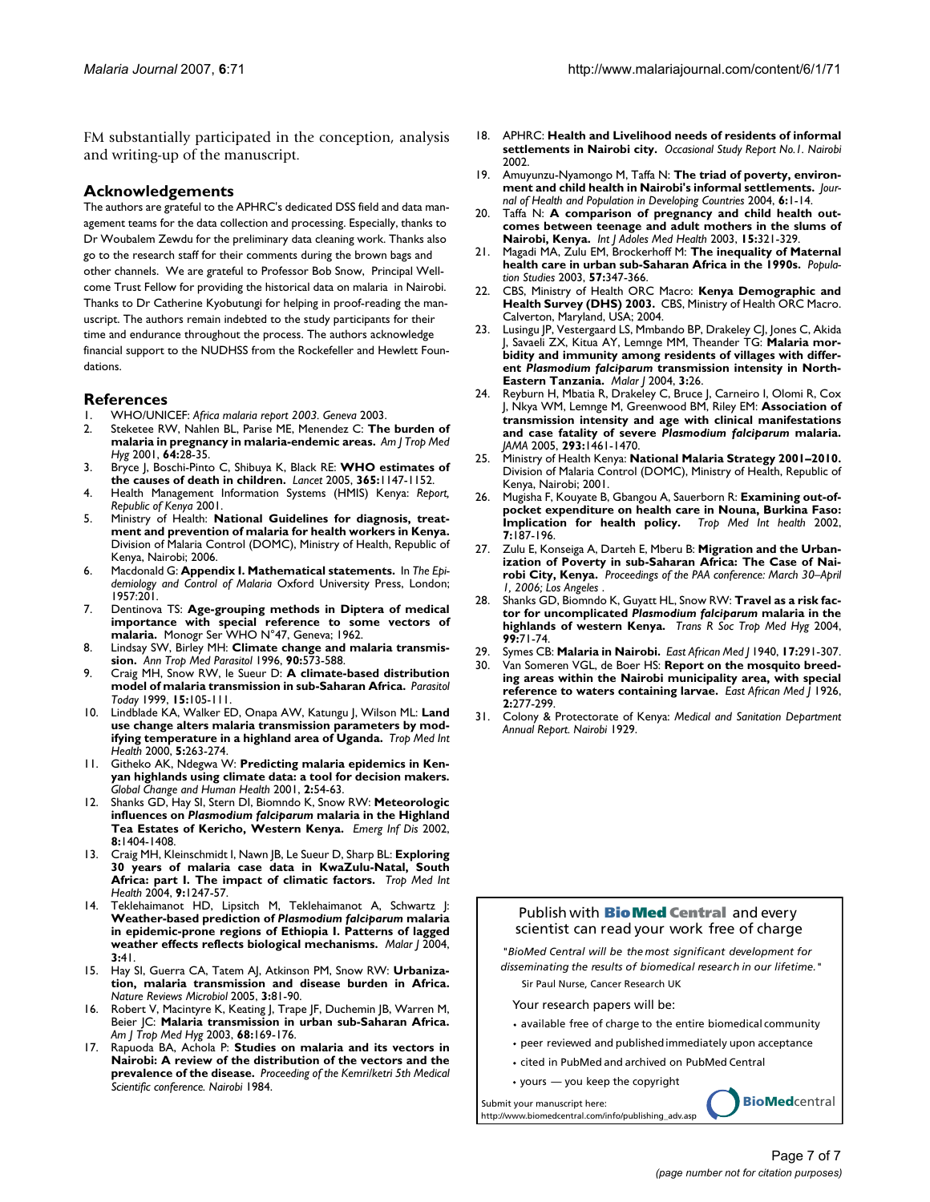FM substantially participated in the conception, analysis and writing-up of the manuscript.

## Acknowledgements

The authors are grateful to the APHRC's dedicated DSS field and data management teams for the data collection and processing. Especially, thanks to Dr Woubalem Zewdu for the preliminary data cleaning work. Thanks also go to the research staff for their comments during the brown bags and other channels. We are grateful to Professor Bob Snow, Principal Wellcome Trust Fellow for providing the historical data on malaria in Nairobi. Thanks to Dr Catherine Kyobutungi for helping in proof-reading the manuscript. The authors remain indebted to the study participants for their time and endurance throughout the process. The authors acknowledge financial support to the NUDHSS from the Rockefeller and Hewlett Foundations.

## References

1. WHO/UNICEF: *Africa malaria report 2003. Geneva* 2003.
2. Steketee RW, Nahlen BL, Parise ME, Menendez C: **The burden of malaria in pregnancy in malaria-endemic areas.** *Am J Trop Med Hyg* 2001, **64:**28-35.
3. Bryce J, Boschi-Pinto C, Shibuya K, Black RE: **WHO estimates of the causes of death in children.** *Lancet* 2005, **365:**1147-1152.
4. Health Management Information Systems (HMIS) Kenya: *Report, Republic of Kenya* 2001.
5. Ministry of Health: **National Guidelines for diagnosis, treatment and prevention of malaria for health workers in Kenya.** Division of Malaria Control (DOMC), Ministry of Health, Republic of Kenya, Nairobi; 2006.
6. Macdonald G: **Appendix I. Mathematical statements.** In *The Epidemiology and Control of Malaria* Oxford University Press, London; 1957:201.
7. Dentinova TS: **Age-grouping methods in Diptera of medical importance with special reference to some vectors of malaria.** Monogr Ser WHO N°47, Geneva; 1962.
8. Lindsay SW, Birley MH: **Climate change and malaria transmission.** *Ann Trop Med Parasitol* 1996, **90:**573-588.
9. Craig MH, Snow RW, le Sueur D: **A climate-based distribution model of malaria transmission in sub-Saharan Africa.** *Parasitol Today* 1999, **15:**105-111.
10. Lindblade KA, Walker ED, Onapa AW, Katungu J, Wilson ML: **Land use change alters malaria transmission parameters by modifying temperature in a highland area of Uganda.** *Trop Med Int Health* 2000, **5:**263-274.
11. Githeko AK, Ndegwa W: **Predicting malaria epidemics in Kenyan highlands using climate data: a tool for decision makers.** *Global Change and Human Health* 2001, **2:**54-63.
12. Shanks GD, Hay SI, Stern DI, Biomndo K, Snow RW: **Meteorologic influences on *Plasmodium falciparum* malaria in the Highland Tea Estates of Kericho, Western Kenya.** *Emerg Inf Dis* 2002, **8:**1404-1408.
13. Craig MH, Kleinschmidt I, Nawn JB, Le Sueur D, Sharp BL: **Exploring 30 years of malaria case data in KwaZulu-Natal, South Africa: part I. The impact of climatic factors.** *Trop Med Int Health* 2004, **9:**1247-57.
14. Teklehaimanot HD, Lipsitch M, Teklehaimanot A, Schwartz J: **Weather-based prediction of *Plasmodium falciparum* malaria in epidemic-prone regions of Ethiopia I. Patterns of lagged weather effects reflects biological mechanisms.** *Malar J* 2004, **3:**41.
15. Hay SI, Guerra CA, Tatem AJ, Atkinson PM, Snow RW: **Urbanization, malaria transmission and disease burden in Africa.** *Nature Reviews Microbiol* 2005, **3:**81-90.
16. Robert V, Macintyre K, Keating J, Trape JF, Duchemin JB, Warren M, Beier JC: **Malaria transmission in urban sub-Saharan Africa.** *Am J Trop Med Hyg* 2003, **68:**169-176.
17. Rapuoda BA, Achola P: **Studies on malaria and its vectors in Nairobi: A review of the distribution of the vectors and the prevalence of the disease.** *Proceeding of the Kemri/ketri 5th Medical Scientific conference. Nairobi* 1984.
18. APHRC: **Health and Livelihood needs of residents of informal settlements in Nairobi city.** *Occasional Study Report No.1. Nairobi* 2002.
19. Amuyunzu-Nyamongo M, Taffa N: **The triad of poverty, environment and child health in Nairobi's informal settlements.** *Journal of Health and Population in Developing Countries* 2004, **6:**1-14.
20. Taffa N: **A comparison of pregnancy and child health outcomes between teenage and adult mothers in the slums of Nairobi, Kenya.** *Int J Adoles Med Health* 2003, **15:**321-329.
21. Magadi MA, Zulu EM, Brockerhoff M: **The inequality of Maternal health care in urban sub-Saharan Africa in the 1990s.** *Population Studies* 2003, **57:**347-366.
22. CBS, Ministry of Health ORC Macro: **Kenya Demographic and Health Survey (DHS) 2003.** CBS, Ministry of Health ORC Macro. Calverton, Maryland, USA; 2004.
23. Lusingu JP, Vestergaard LS, Mmbando BP, Drakeley CJ, Jones C, Akida J, Savaeli ZX, Kitua AY, Lemnge MM, Theander TG: **Malaria morbidity and immunity among residents of villages with different *Plasmodium falciparum* transmission intensity in North-Eastern Tanzania.** *Malar J* 2004, **3:**26.
24. Reyburn H, Mbatia R, Drakeley C, Bruce J, Carneiro I, Olomi R, Cox J, Nkya WM, Lemnge M, Greenwood BM, Riley EM: **Association of transmission intensity and age with clinical manifestations and case fatality of severe *Plasmodium falciparum* malaria.** *JAMA* 2005, **293:**1461-1470.
25. Ministry of Health Kenya: **National Malaria Strategy 2001–2010.** Division of Malaria Control (DOMC), Ministry of Health, Republic of Kenya, Nairobi; 2001.
26. Mugisha F, Kouyate B, Gbangou A, Sauerborn R: **Examining out-of-pocket expenditure on health care in Nouna, Burkina Faso: Implication for health policy.** *Trop Med Int health* 2002, **7:**187-196.
27. Zulu E, Konseiga A, Darteh E, Mberu B: **Migration and the Urbanization of Poverty in sub-Saharan Africa: The Case of Nairobi City, Kenya.** *Proceedings of the PAA conference: March 30–April 1, 2006; Los Angeles* .
28. Shanks GD, Biomndo K, Guyatt HL, Snow RW: **Travel as a risk factor for uncomplicated *Plasmodium falciparum* malaria in the highlands of western Kenya.** *Trans R Soc Trop Med Hyg* 2004, **99:**71-74.
29. Symes CB: **Malaria in Nairobi.** *East African Med J* 1940, **17:**291-307.
30. Van Someren VGL, de Boer HS: **Report on the mosquito breeding areas within the Nairobi municipality area, with special reference to waters containing larvae.** *East African Med J* 1926, **2:**277-299.
31. Colony & Protectorate of Kenya: *Medical and Sanitation Department Annual Report. Nairobi* 1929.

Publish with **BioMed Central** and every scientist can read your work free of charge

*"BioMed Central will be the most significant development for disseminating the results of biomedical research in our lifetime."*
Sir Paul Nurse, Cancer Research UK

Your research papers will be:

- available free of charge to the entire biomedical community
- peer reviewed and published immediately upon acceptance
- cited in PubMed and archived on PubMed Central
- yours — you keep the copyright

Submit your manuscript here:
http://www.biomedcentral.com/info/publishing_adv.asp

BioMedcentral